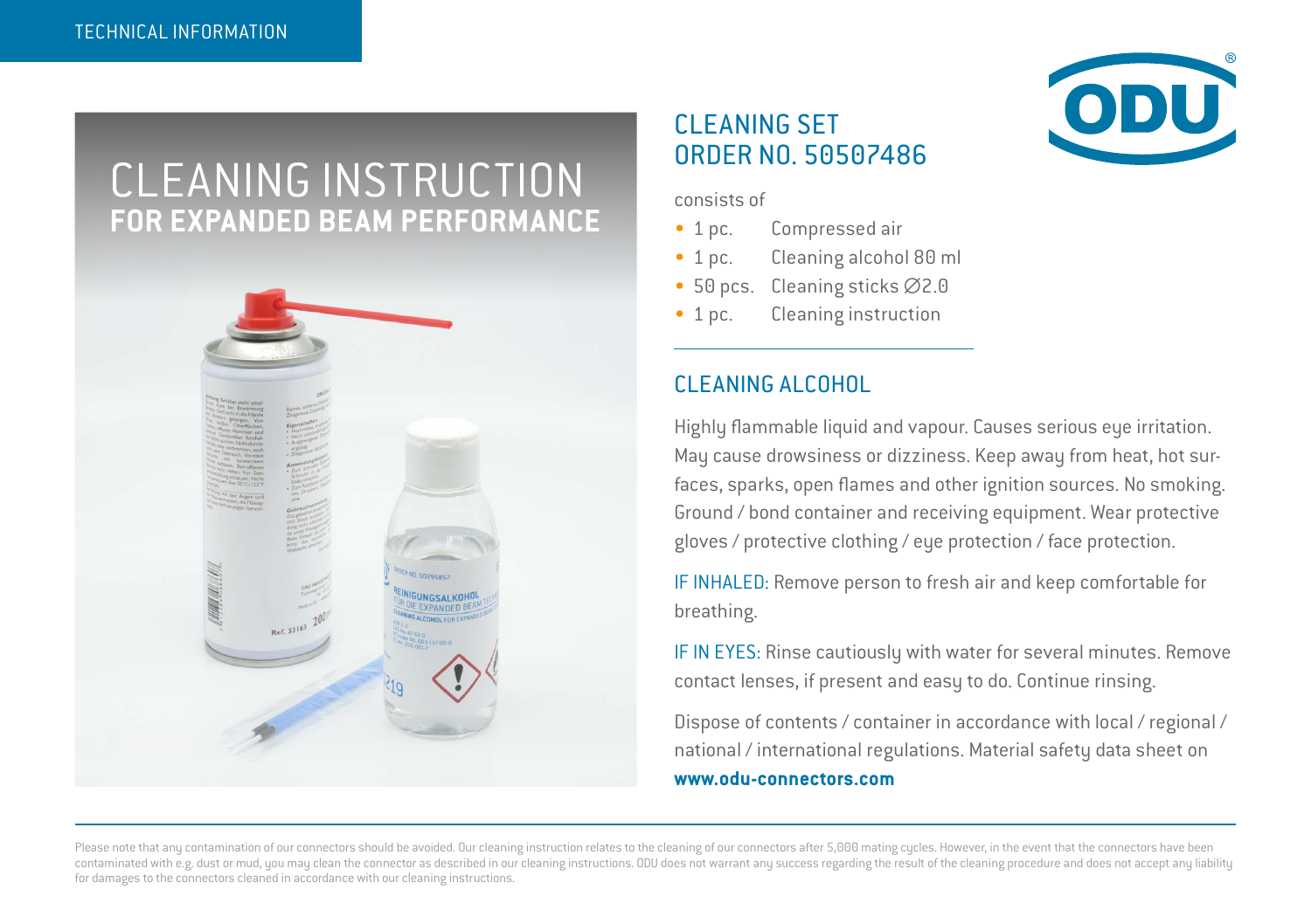# CLEANING INSTRUCTION
## FOR EXPANDED BEAM PERFORMANCE

## CLEANING SET
## ORDER NO. 50507486

consists of

- 1 pc. Compressed air
- 1 pc. Cleaning alcohol 80 ml
- 50 pcs. Cleaning sticks ∅2.0
- 1 pc. Cleaning instruction

## CLEANING ALCOHOL

Highly flammable liquid and vapour. Causes serious eye irritation. May cause drowsiness or dizziness. Keep away from heat, hot surfaces, sparks, open flames and other ignition sources. No smoking. Ground / bond container and receiving equipment. Wear protective gloves / protective clothing / eye protection / face protection.

IF INHALED: Remove person to fresh air and keep comfortable for breathing.

IF IN EYES: Rinse cautiously with water for several minutes. Remove contact lenses, if present and easy to do. Continue rinsing.

Dispose of contents / container in accordance with local / regional / national / international regulations. Material safety data sheet on **www.odu-connectors.com**

Please note that any contamination of our connectors should be avoided. Our cleaning instruction relates to the cleaning of our connectors after 5,000 mating cycles. However, in the event that the connectors have been contaminated with e.g. dust or mud, you may clean the connector as described in our cleaning instructions. ODU does not warrant any success regarding the result of the cleaning procedure and does not accept any liability for damages to the connectors cleaned in accordance with our cleaning instructions.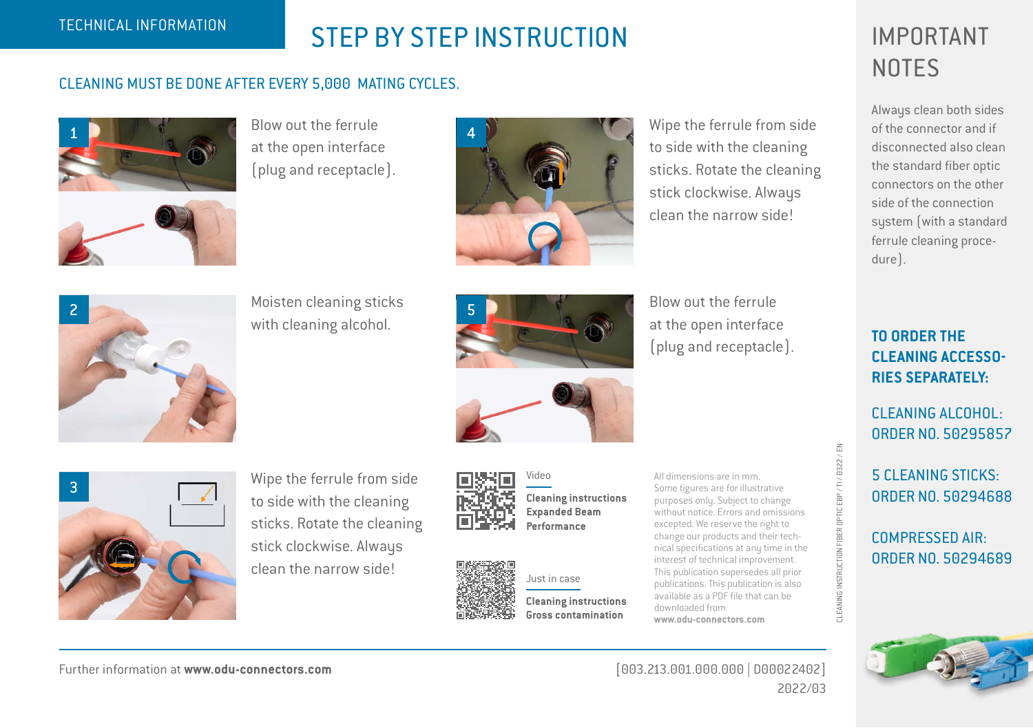TECHNICAL INFORMATION

# STEP BY STEP INSTRUCTION

## CLEANING MUST BE DONE AFTER EVERY 5,000 MATING CYCLES.

1. Blow out the ferrule at the open interface (plug and receptacle).

2. Moisten cleaning sticks with cleaning alcohol.

3. Wipe the ferrule from side to side with the cleaning sticks. Rotate the cleaning stick clockwise. Always clean the narrow side!

4. Wipe the ferrule from side to side with the cleaning sticks. Rotate the cleaning stick clockwise. Always clean the narrow side!

5. Blow out the ferrule at the open interface (plug and receptacle).

Video
**Cleaning instructions Expanded Beam Performance**

Just in case
**Cleaning instructions Gross contamination**

All dimensions are in mm.
Some figures are for illustrative purposes only. Subject to change without notice. Errors and omissions excepted. We reserve the right to change our products and their technical specifications at any time in the interest of technical improvement. This publication supersedes all prior publications. This publication is also available as a PDF file that can be downloaded from **www.odu-connectors.com**

CLEANING INSTRUCTION FIBER OPTIC EBP / TI / 0322 / EN

## IMPORTANT NOTES

Always clean both sides of the connector and if disconnected also clean the standard fiber optic connectors on the other side of the connection system (with a standard ferrule cleaning procedure).

**TO ORDER THE CLEANING ACCESSORIES SEPARATELY:**

CLEANING ALCOHOL: ORDER NO. 50295857

5 CLEANING STICKS: ORDER NO. 50294688

COMPRESSED AIR: ORDER NO. 50294689

Further information at **www.odu-connectors.com**

[003.213.001.000.000 | D00022402]
2022/03